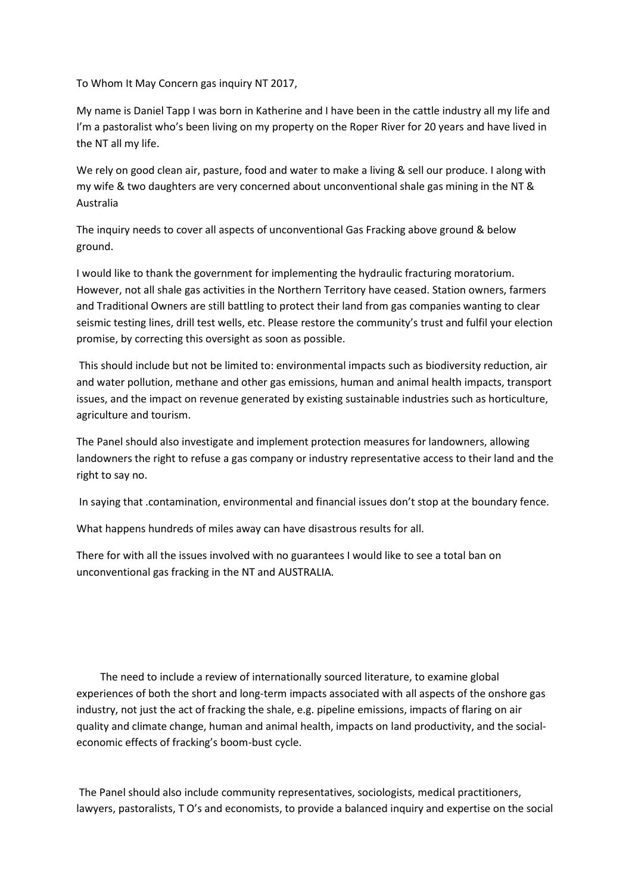To Whom It May Concern gas inquiry NT 2017,

My name is Daniel Tapp I was born in Katherine and I have been in the cattle industry all my life and I'm a pastoralist who's been living on my property on the Roper River for 20 years and have lived in the NT all my life.

We rely on good clean air, pasture, food and water to make a living & sell our produce. I along with my wife & two daughters are very concerned about unconventional shale gas mining in the NT & Australia

The inquiry needs to cover all aspects of unconventional Gas Fracking above ground & below ground.

I would like to thank the government for implementing the hydraulic fracturing moratorium. However, not all shale gas activities in the Northern Territory have ceased. Station owners, farmers and Traditional Owners are still battling to protect their land from gas companies wanting to clear seismic testing lines, drill test wells, etc. Please restore the community's trust and fulfil your election promise, by correcting this oversight as soon as possible.

This should include but not be limited to: environmental impacts such as biodiversity reduction, air and water pollution, methane and other gas emissions, human and animal health impacts, transport issues, and the impact on revenue generated by existing sustainable industries such as horticulture, agriculture and tourism.

The Panel should also investigate and implement protection measures for landowners, allowing landowners the right to refuse a gas company or industry representative access to their land and the right to say no.

In saying that .contamination, environmental and financial issues don't stop at the boundary fence.

What happens hundreds of miles away can have disastrous results for all.

There for with all the issues involved with no guarantees I would like to see a total ban on unconventional gas fracking in the NT and AUSTRALIA.

The need to include a review of internationally sourced literature, to examine global experiences of both the short and long-term impacts associated with all aspects of the onshore gas industry, not just the act of fracking the shale, e.g. pipeline emissions, impacts of flaring on air quality and climate change, human and animal health, impacts on land productivity, and the social-economic effects of fracking's boom-bust cycle.

The Panel should also include community representatives, sociologists, medical practitioners, lawyers, pastoralists, T O's and economists, to provide a balanced inquiry and expertise on the social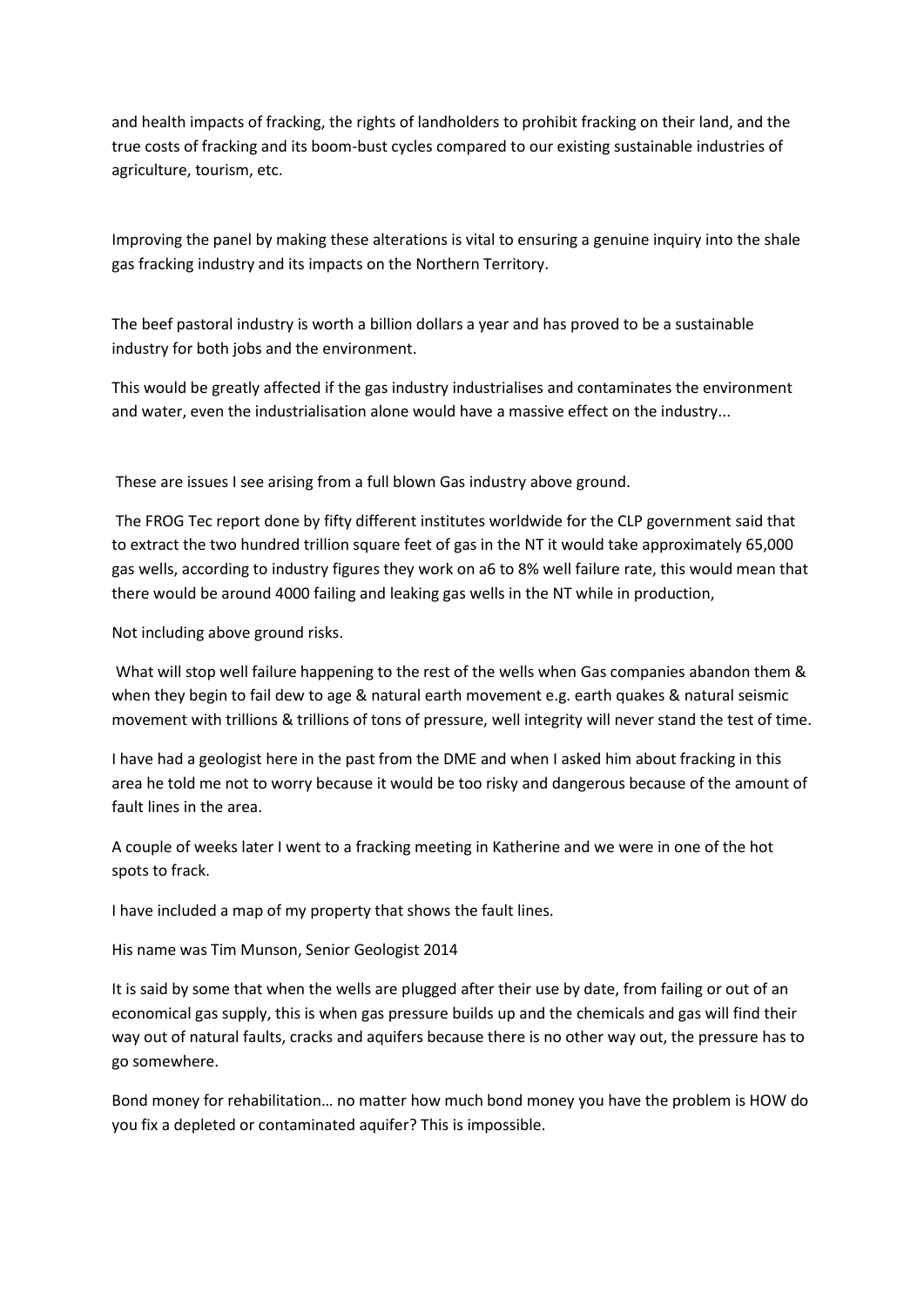and health impacts of fracking, the rights of landholders to prohibit fracking on their land, and the true costs of fracking and its boom-bust cycles compared to our existing sustainable industries of agriculture, tourism, etc.

Improving the panel by making these alterations is vital to ensuring a genuine inquiry into the shale gas fracking industry and its impacts on the Northern Territory.

The beef pastoral industry is worth a billion dollars a year and has proved to be a sustainable industry for both jobs and the environment.

This would be greatly affected if the gas industry industrialises and contaminates the environment and water, even the industrialisation alone would have a massive effect on the industry...

These are issues I see arising from a full blown Gas industry above ground.

The FROG Tec report done by fifty different institutes worldwide for the CLP government said that to extract the two hundred trillion square feet of gas in the NT it would take approximately 65,000 gas wells, according to industry figures they work on a6 to 8% well failure rate, this would mean that there would be around 4000 failing and leaking gas wells in the NT while in production,

Not including above ground risks.

What will stop well failure happening to the rest of the wells when Gas companies abandon them & when they begin to fail dew to age & natural earth movement e.g. earth quakes & natural seismic movement with trillions & trillions of tons of pressure, well integrity will never stand the test of time.

I have had a geologist here in the past from the DME and when I asked him about fracking in this area he told me not to worry because it would be too risky and dangerous because of the amount of fault lines in the area.

A couple of weeks later I went to a fracking meeting in Katherine and we were in one of the hot spots to frack.

I have included a map of my property that shows the fault lines.

His name was Tim Munson, Senior Geologist 2014

It is said by some that when the wells are plugged after their use by date, from failing or out of an economical gas supply, this is when gas pressure builds up and the chemicals and gas will find their way out of natural faults, cracks and aquifers because there is no other way out, the pressure has to go somewhere.

Bond money for rehabilitation… no matter how much bond money you have the problem is HOW do you fix a depleted or contaminated aquifer? This is impossible.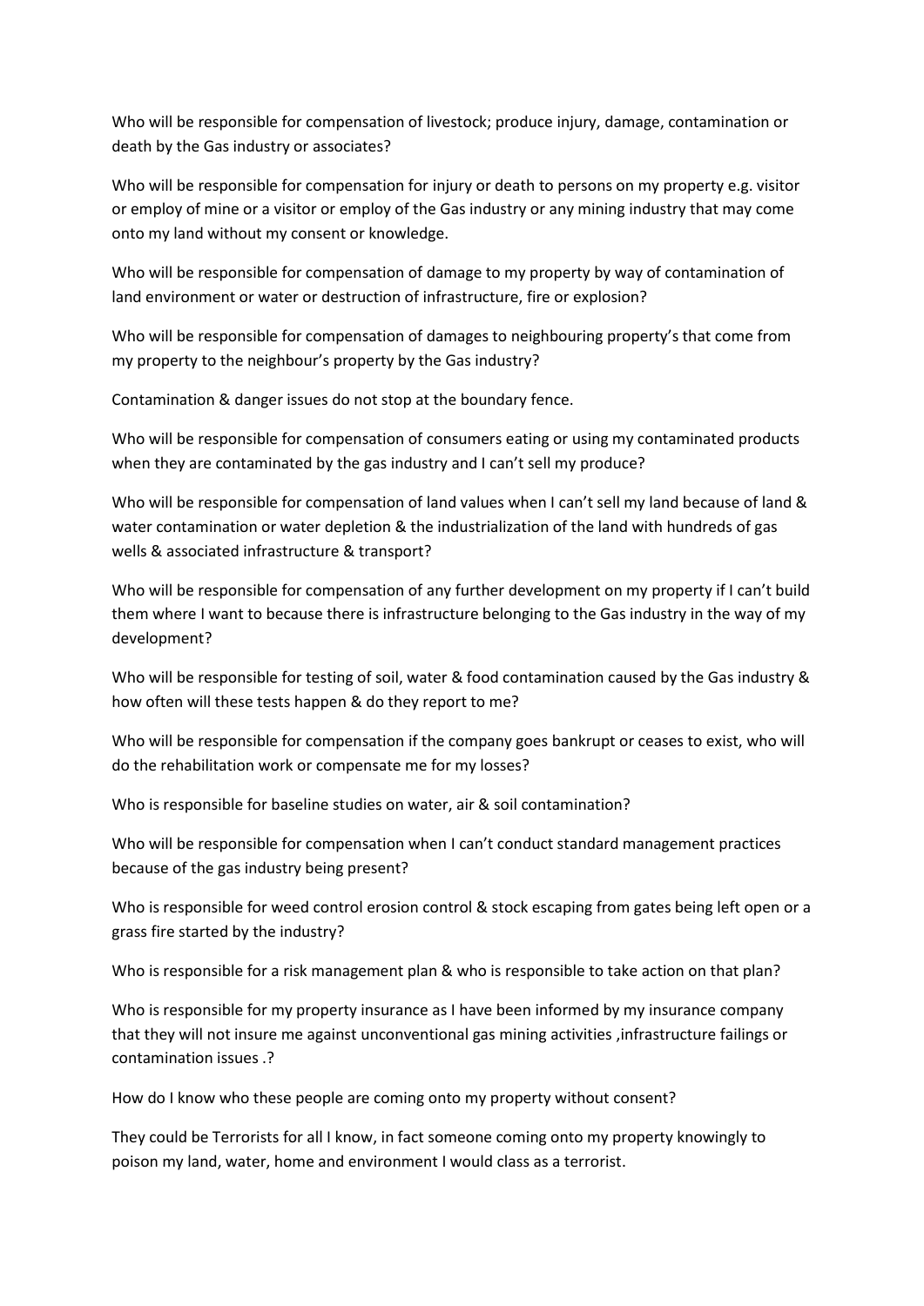Who will be responsible for compensation of livestock; produce injury, damage, contamination or death by the Gas industry or associates?

Who will be responsible for compensation for injury or death to persons on my property e.g. visitor or employ of mine or a visitor or employ of the Gas industry or any mining industry that may come onto my land without my consent or knowledge.

Who will be responsible for compensation of damage to my property by way of contamination of land environment or water or destruction of infrastructure, fire or explosion?

Who will be responsible for compensation of damages to neighbouring property's that come from my property to the neighbour's property by the Gas industry?

Contamination & danger issues do not stop at the boundary fence.

Who will be responsible for compensation of consumers eating or using my contaminated products when they are contaminated by the gas industry and I can't sell my produce?

Who will be responsible for compensation of land values when I can't sell my land because of land & water contamination or water depletion & the industrialization of the land with hundreds of gas wells & associated infrastructure & transport?

Who will be responsible for compensation of any further development on my property if I can't build them where I want to because there is infrastructure belonging to the Gas industry in the way of my development?

Who will be responsible for testing of soil, water & food contamination caused by the Gas industry & how often will these tests happen & do they report to me?

Who will be responsible for compensation if the company goes bankrupt or ceases to exist, who will do the rehabilitation work or compensate me for my losses?

Who is responsible for baseline studies on water, air & soil contamination?

Who will be responsible for compensation when I can't conduct standard management practices because of the gas industry being present?

Who is responsible for weed control erosion control & stock escaping from gates being left open or a grass fire started by the industry?

Who is responsible for a risk management plan & who is responsible to take action on that plan?

Who is responsible for my property insurance as I have been informed by my insurance company that they will not insure me against unconventional gas mining activities ,infrastructure failings or contamination issues .?

How do I know who these people are coming onto my property without consent?

They could be Terrorists for all I know, in fact someone coming onto my property knowingly to poison my land, water, home and environment I would class as a terrorist.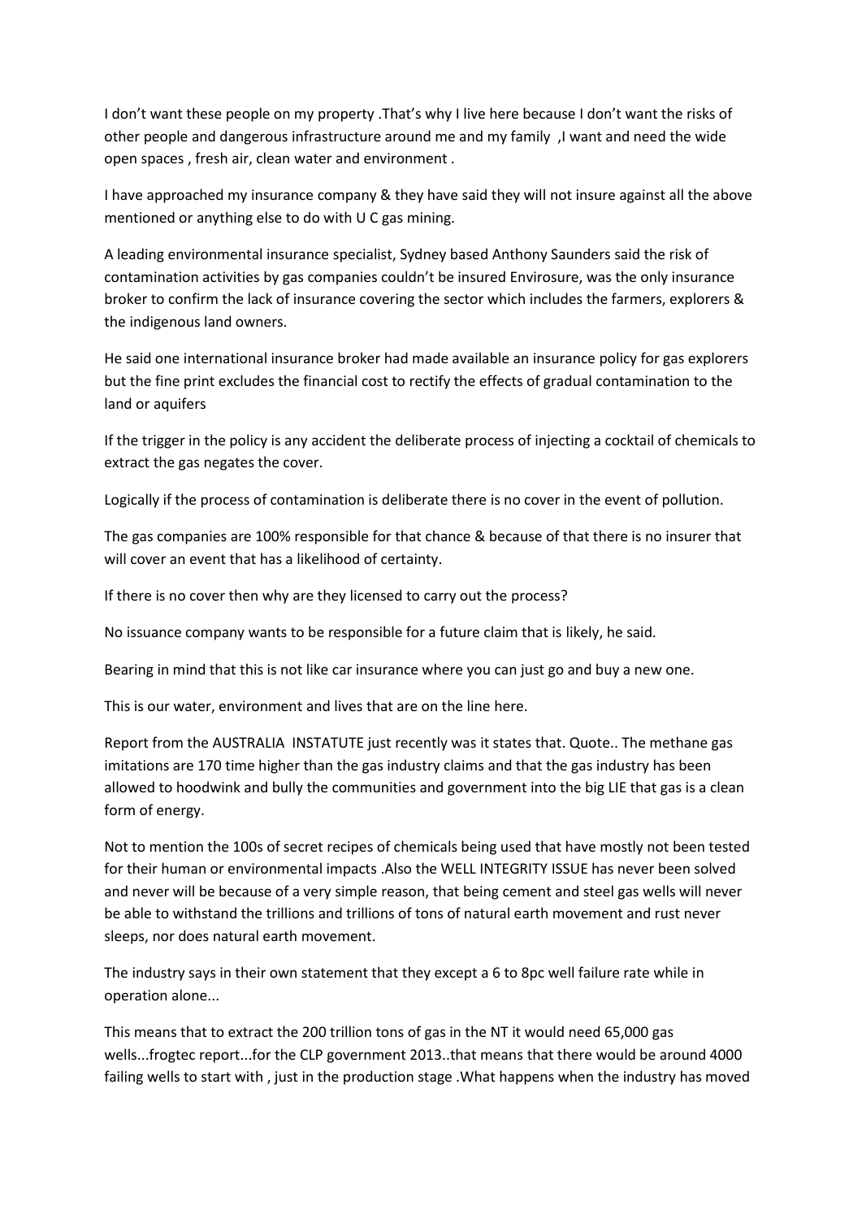I don't want these people on my property .That's why I live here because I don't want the risks of other people and dangerous infrastructure around me and my family ,I want and need the wide open spaces , fresh air, clean water and environment .

I have approached my insurance company & they have said they will not insure against all the above mentioned or anything else to do with U C gas mining.

A leading environmental insurance specialist, Sydney based Anthony Saunders said the risk of contamination activities by gas companies couldn't be insured Envirosure, was the only insurance broker to confirm the lack of insurance covering the sector which includes the farmers, explorers & the indigenous land owners.

He said one international insurance broker had made available an insurance policy for gas explorers but the fine print excludes the financial cost to rectify the effects of gradual contamination to the land or aquifers

If the trigger in the policy is any accident the deliberate process of injecting a cocktail of chemicals to extract the gas negates the cover.

Logically if the process of contamination is deliberate there is no cover in the event of pollution.

The gas companies are 100% responsible for that chance & because of that there is no insurer that will cover an event that has a likelihood of certainty.

If there is no cover then why are they licensed to carry out the process?

No issuance company wants to be responsible for a future claim that is likely, he said.

Bearing in mind that this is not like car insurance where you can just go and buy a new one.

This is our water, environment and lives that are on the line here.

Report from the AUSTRALIA INSTATUTE just recently was it states that. Quote.. The methane gas imitations are 170 time higher than the gas industry claims and that the gas industry has been allowed to hoodwink and bully the communities and government into the big LIE that gas is a clean form of energy.

Not to mention the 100s of secret recipes of chemicals being used that have mostly not been tested for their human or environmental impacts .Also the WELL INTEGRITY ISSUE has never been solved and never will be because of a very simple reason, that being cement and steel gas wells will never be able to withstand the trillions and trillions of tons of natural earth movement and rust never sleeps, nor does natural earth movement.

The industry says in their own statement that they except a 6 to 8pc well failure rate while in operation alone...

This means that to extract the 200 trillion tons of gas in the NT it would need 65,000 gas wells...frogtec report...for the CLP government 2013..that means that there would be around 4000 failing wells to start with , just in the production stage .What happens when the industry has moved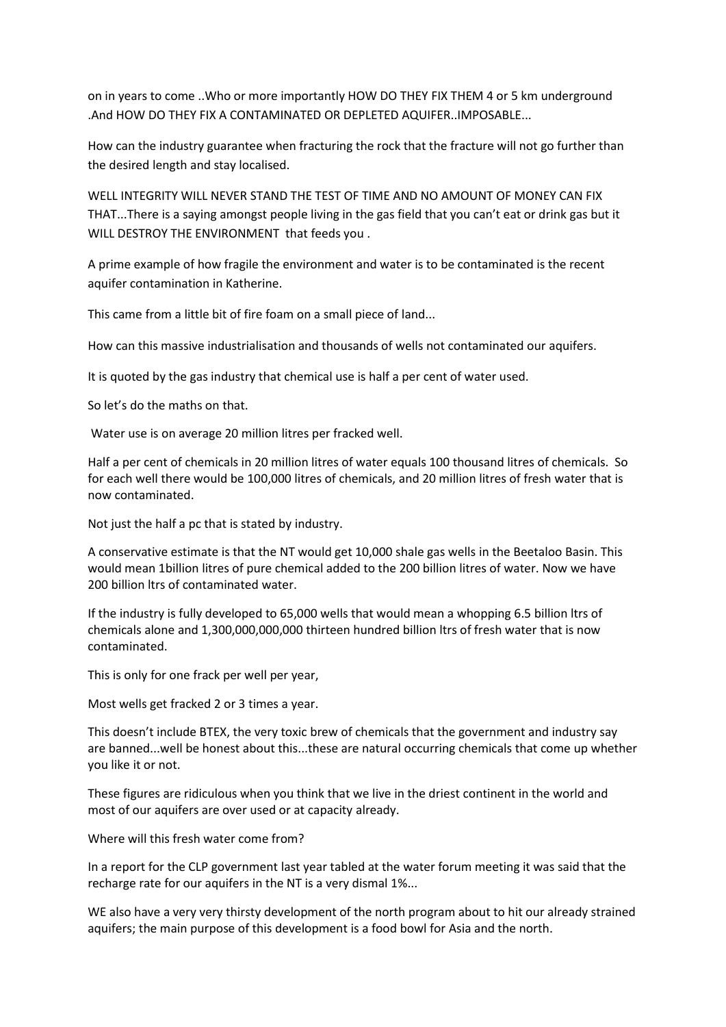on in years to come ..Who or more importantly HOW DO THEY FIX THEM 4 or 5 km underground .And HOW DO THEY FIX A CONTAMINATED OR DEPLETED AQUIFER..IMPOSABLE...

How can the industry guarantee when fracturing the rock that the fracture will not go further than the desired length and stay localised.

WELL INTEGRITY WILL NEVER STAND THE TEST OF TIME AND NO AMOUNT OF MONEY CAN FIX THAT...There is a saying amongst people living in the gas field that you can't eat or drink gas but it WILL DESTROY THE ENVIRONMENT that feeds you .

A prime example of how fragile the environment and water is to be contaminated is the recent aquifer contamination in Katherine.

This came from a little bit of fire foam on a small piece of land...

How can this massive industrialisation and thousands of wells not contaminated our aquifers.

It is quoted by the gas industry that chemical use is half a per cent of water used.

So let's do the maths on that.

Water use is on average 20 million litres per fracked well.

Half a per cent of chemicals in 20 million litres of water equals 100 thousand litres of chemicals. So for each well there would be 100,000 litres of chemicals, and 20 million litres of fresh water that is now contaminated.

Not just the half a pc that is stated by industry.

A conservative estimate is that the NT would get 10,000 shale gas wells in the Beetaloo Basin. This would mean 1billion litres of pure chemical added to the 200 billion litres of water. Now we have 200 billion ltrs of contaminated water.

If the industry is fully developed to 65,000 wells that would mean a whopping 6.5 billion ltrs of chemicals alone and 1,300,000,000,000 thirteen hundred billion ltrs of fresh water that is now contaminated.

This is only for one frack per well per year,

Most wells get fracked 2 or 3 times a year.

This doesn't include BTEX, the very toxic brew of chemicals that the government and industry say are banned...well be honest about this...these are natural occurring chemicals that come up whether you like it or not.

These figures are ridiculous when you think that we live in the driest continent in the world and most of our aquifers are over used or at capacity already.

Where will this fresh water come from?

In a report for the CLP government last year tabled at the water forum meeting it was said that the recharge rate for our aquifers in the NT is a very dismal 1%...

WE also have a very very thirsty development of the north program about to hit our already strained aquifers; the main purpose of this development is a food bowl for Asia and the north.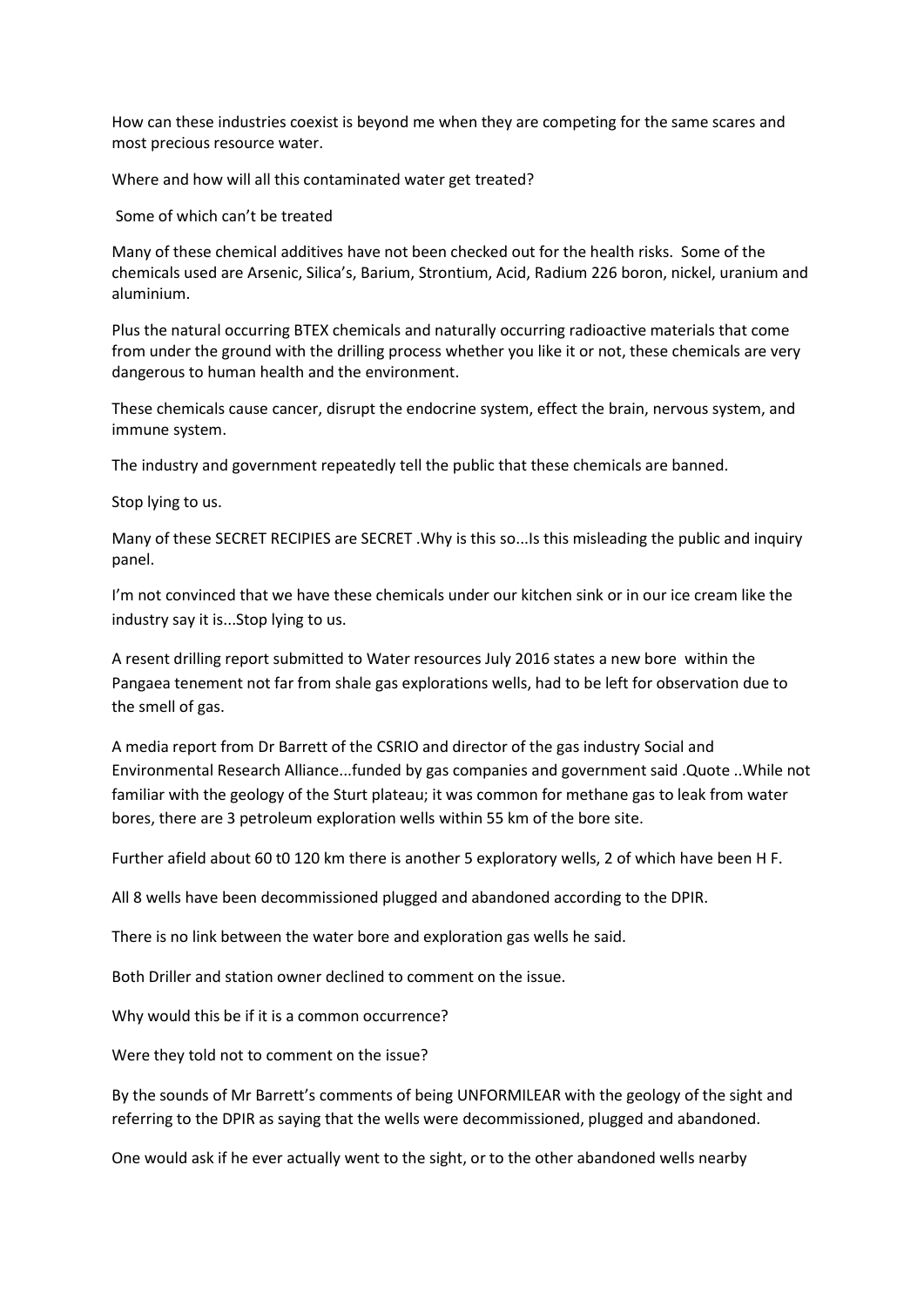How can these industries coexist is beyond me when they are competing for the same scares and most precious resource water.

Where and how will all this contaminated water get treated?

Some of which can't be treated

Many of these chemical additives have not been checked out for the health risks. Some of the chemicals used are Arsenic, Silica's, Barium, Strontium, Acid, Radium 226 boron, nickel, uranium and aluminium.

Plus the natural occurring BTEX chemicals and naturally occurring radioactive materials that come from under the ground with the drilling process whether you like it or not, these chemicals are very dangerous to human health and the environment.

These chemicals cause cancer, disrupt the endocrine system, effect the brain, nervous system, and immune system.

The industry and government repeatedly tell the public that these chemicals are banned.

Stop lying to us.

Many of these SECRET RECIPIES are SECRET .Why is this so...Is this misleading the public and inquiry panel.

I'm not convinced that we have these chemicals under our kitchen sink or in our ice cream like the industry say it is...Stop lying to us.

A resent drilling report submitted to Water resources July 2016 states a new bore within the Pangaea tenement not far from shale gas explorations wells, had to be left for observation due to the smell of gas.

A media report from Dr Barrett of the CSRIO and director of the gas industry Social and Environmental Research Alliance...funded by gas companies and government said .Quote ..While not familiar with the geology of the Sturt plateau; it was common for methane gas to leak from water bores, there are 3 petroleum exploration wells within 55 km of the bore site.

Further afield about 60 t0 120 km there is another 5 exploratory wells, 2 of which have been H F.

All 8 wells have been decommissioned plugged and abandoned according to the DPIR.

There is no link between the water bore and exploration gas wells he said.

Both Driller and station owner declined to comment on the issue.

Why would this be if it is a common occurrence?

Were they told not to comment on the issue?

By the sounds of Mr Barrett's comments of being UNFORMILEAR with the geology of the sight and referring to the DPIR as saying that the wells were decommissioned, plugged and abandoned.

One would ask if he ever actually went to the sight, or to the other abandoned wells nearby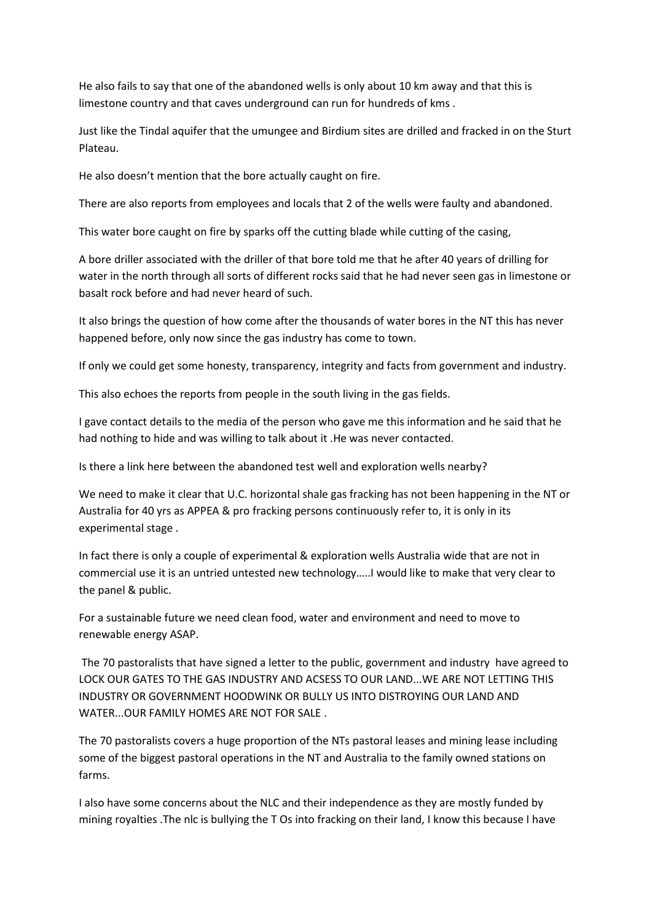He also fails to say that one of the abandoned wells is only about 10 km away and that this is limestone country and that caves underground can run for hundreds of kms .

Just like the Tindal aquifer that the umungee and Birdium sites are drilled and fracked in on the Sturt Plateau.

He also doesn't mention that the bore actually caught on fire.

There are also reports from employees and locals that 2 of the wells were faulty and abandoned.

This water bore caught on fire by sparks off the cutting blade while cutting of the casing,

A bore driller associated with the driller of that bore told me that he after 40 years of drilling for water in the north through all sorts of different rocks said that he had never seen gas in limestone or basalt rock before and had never heard of such.

It also brings the question of how come after the thousands of water bores in the NT this has never happened before, only now since the gas industry has come to town.

If only we could get some honesty, transparency, integrity and facts from government and industry.

This also echoes the reports from people in the south living in the gas fields.

I gave contact details to the media of the person who gave me this information and he said that he had nothing to hide and was willing to talk about it .He was never contacted.

Is there a link here between the abandoned test well and exploration wells nearby?

We need to make it clear that U.C. horizontal shale gas fracking has not been happening in the NT or Australia for 40 yrs as APPEA & pro fracking persons continuously refer to, it is only in its experimental stage .

In fact there is only a couple of experimental & exploration wells Australia wide that are not in commercial use it is an untried untested new technology…..I would like to make that very clear to the panel & public.

For a sustainable future we need clean food, water and environment and need to move to renewable energy ASAP.

The 70 pastoralists that have signed a letter to the public, government and industry have agreed to LOCK OUR GATES TO THE GAS INDUSTRY AND ACSESS TO OUR LAND...WE ARE NOT LETTING THIS INDUSTRY OR GOVERNMENT HOODWINK OR BULLY US INTO DISTROYING OUR LAND AND WATER...OUR FAMILY HOMES ARE NOT FOR SALE .

The 70 pastoralists covers a huge proportion of the NTs pastoral leases and mining lease including some of the biggest pastoral operations in the NT and Australia to the family owned stations on farms.

I also have some concerns about the NLC and their independence as they are mostly funded by mining royalties .The nlc is bullying the T Os into fracking on their land, I know this because I have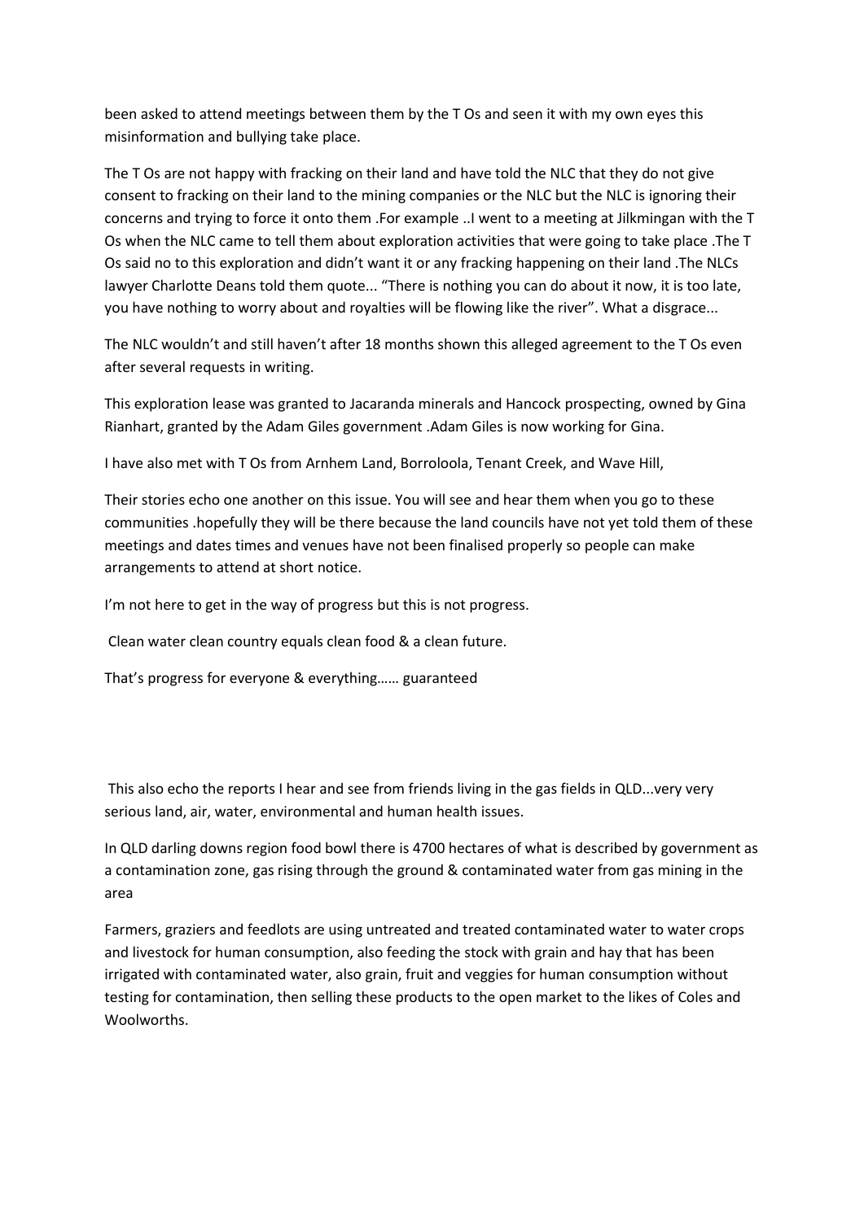been asked to attend meetings between them by the T Os and seen it with my own eyes this misinformation and bullying take place.

The T Os are not happy with fracking on their land and have told the NLC that they do not give consent to fracking on their land to the mining companies or the NLC but the NLC is ignoring their concerns and trying to force it onto them .For example ..I went to a meeting at Jilkmingan with the T Os when the NLC came to tell them about exploration activities that were going to take place .The T Os said no to this exploration and didn't want it or any fracking happening on their land .The NLCs lawyer Charlotte Deans told them quote... "There is nothing you can do about it now, it is too late, you have nothing to worry about and royalties will be flowing like the river". What a disgrace...

The NLC wouldn't and still haven't after 18 months shown this alleged agreement to the T Os even after several requests in writing.

This exploration lease was granted to Jacaranda minerals and Hancock prospecting, owned by Gina Rianhart, granted by the Adam Giles government .Adam Giles is now working for Gina.

I have also met with T Os from Arnhem Land, Borroloola, Tenant Creek, and Wave Hill,

Their stories echo one another on this issue. You will see and hear them when you go to these communities .hopefully they will be there because the land councils have not yet told them of these meetings and dates times and venues have not been finalised properly so people can make arrangements to attend at short notice.

I'm not here to get in the way of progress but this is not progress.

Clean water clean country equals clean food & a clean future.

That's progress for everyone & everything…… guaranteed

This also echo the reports I hear and see from friends living in the gas fields in QLD...very very serious land, air, water, environmental and human health issues.

In QLD darling downs region food bowl there is 4700 hectares of what is described by government as a contamination zone, gas rising through the ground & contaminated water from gas mining in the area

Farmers, graziers and feedlots are using untreated and treated contaminated water to water crops and livestock for human consumption, also feeding the stock with grain and hay that has been irrigated with contaminated water, also grain, fruit and veggies for human consumption without testing for contamination, then selling these products to the open market to the likes of Coles and Woolworths.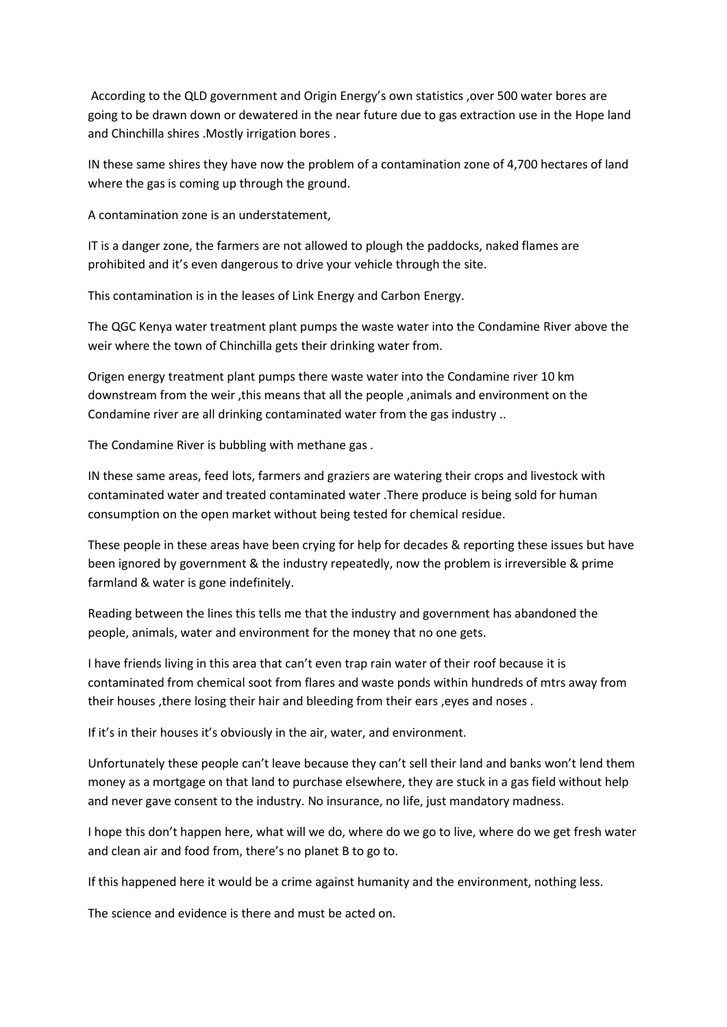According to the QLD government and Origin Energy's own statistics ,over 500 water bores are going to be drawn down or dewatered in the near future due to gas extraction use in the Hope land and Chinchilla shires .Mostly irrigation bores .

IN these same shires they have now the problem of a contamination zone of 4,700 hectares of land where the gas is coming up through the ground.

A contamination zone is an understatement,

IT is a danger zone, the farmers are not allowed to plough the paddocks, naked flames are prohibited and it's even dangerous to drive your vehicle through the site.

This contamination is in the leases of Link Energy and Carbon Energy.

The QGC Kenya water treatment plant pumps the waste water into the Condamine River above the weir where the town of Chinchilla gets their drinking water from.

Origen energy treatment plant pumps there waste water into the Condamine river 10 km downstream from the weir ,this means that all the people ,animals and environment on the Condamine river are all drinking contaminated water from the gas industry ..

The Condamine River is bubbling with methane gas .

IN these same areas, feed lots, farmers and graziers are watering their crops and livestock with contaminated water and treated contaminated water .There produce is being sold for human consumption on the open market without being tested for chemical residue.

These people in these areas have been crying for help for decades & reporting these issues but have been ignored by government & the industry repeatedly, now the problem is irreversible & prime farmland & water is gone indefinitely.

Reading between the lines this tells me that the industry and government has abandoned the people, animals, water and environment for the money that no one gets.

I have friends living in this area that can't even trap rain water of their roof because it is contaminated from chemical soot from flares and waste ponds within hundreds of mtrs away from their houses ,there losing their hair and bleeding from their ears ,eyes and noses .

If it's in their houses it's obviously in the air, water, and environment.

Unfortunately these people can't leave because they can't sell their land and banks won't lend them money as a mortgage on that land to purchase elsewhere, they are stuck in a gas field without help and never gave consent to the industry. No insurance, no life, just mandatory madness.

I hope this don't happen here, what will we do, where do we go to live, where do we get fresh water and clean air and food from, there's no planet B to go to.

If this happened here it would be a crime against humanity and the environment, nothing less.

The science and evidence is there and must be acted on.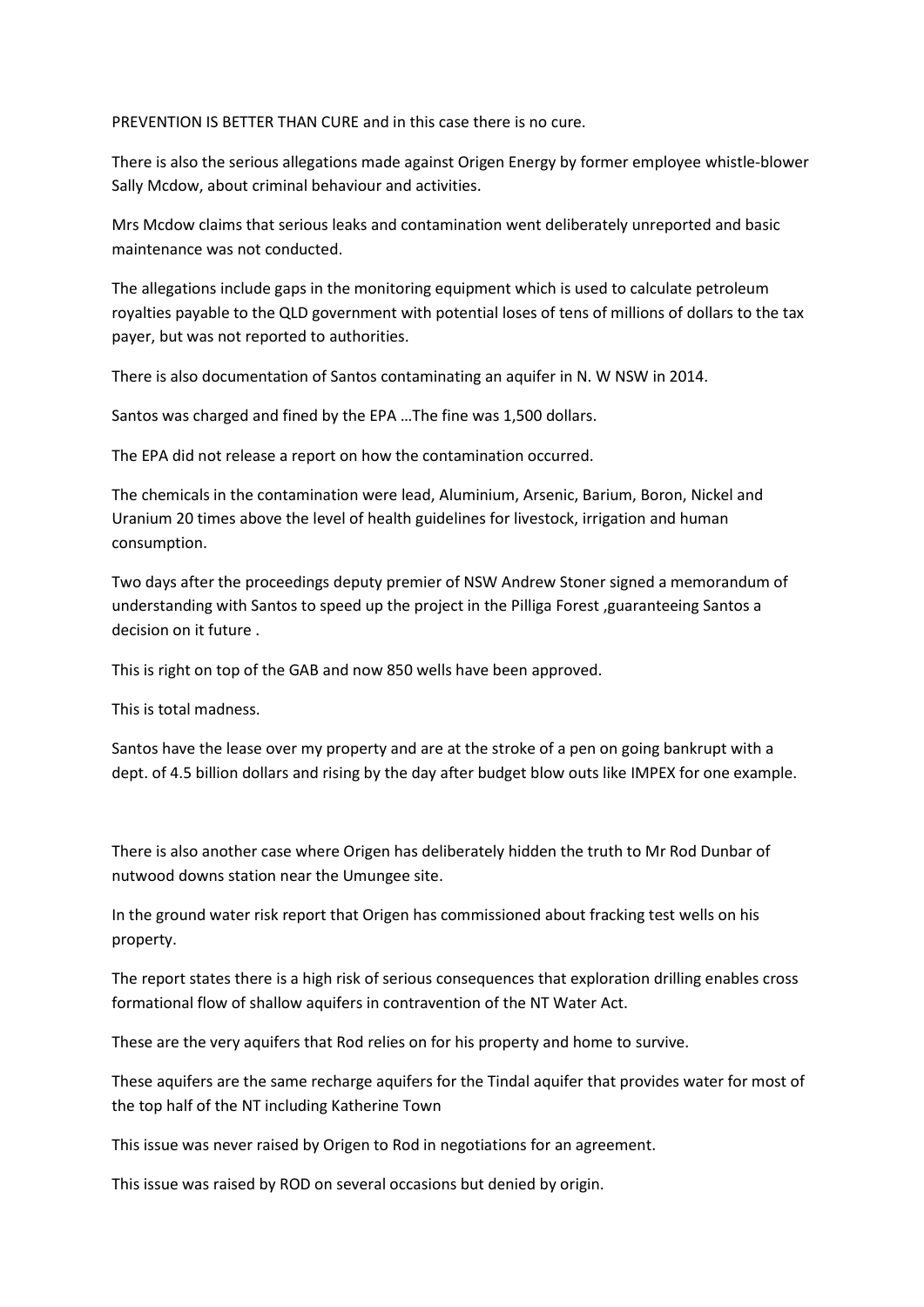PREVENTION IS BETTER THAN CURE and in this case there is no cure.

There is also the serious allegations made against Origen Energy by former employee whistle-blower Sally Mcdow, about criminal behaviour and activities.

Mrs Mcdow claims that serious leaks and contamination went deliberately unreported and basic maintenance was not conducted.

The allegations include gaps in the monitoring equipment which is used to calculate petroleum royalties payable to the QLD government with potential loses of tens of millions of dollars to the tax payer, but was not reported to authorities.

There is also documentation of Santos contaminating an aquifer in N. W NSW in 2014.

Santos was charged and fined by the EPA …The fine was 1,500 dollars.

The EPA did not release a report on how the contamination occurred.

The chemicals in the contamination were lead, Aluminium, Arsenic, Barium, Boron, Nickel and Uranium 20 times above the level of health guidelines for livestock, irrigation and human consumption.

Two days after the proceedings deputy premier of NSW Andrew Stoner signed a memorandum of understanding with Santos to speed up the project in the Pilliga Forest ,guaranteeing Santos a decision on it future .

This is right on top of the GAB and now 850 wells have been approved.

This is total madness.

Santos have the lease over my property and are at the stroke of a pen on going bankrupt with a dept. of 4.5 billion dollars and rising by the day after budget blow outs like IMPEX for one example.

There is also another case where Origen has deliberately hidden the truth to Mr Rod Dunbar of nutwood downs station near the Umungee site.

In the ground water risk report that Origen has commissioned about fracking test wells on his property.

The report states there is a high risk of serious consequences that exploration drilling enables cross formational flow of shallow aquifers in contravention of the NT Water Act.

These are the very aquifers that Rod relies on for his property and home to survive.

These aquifers are the same recharge aquifers for the Tindal aquifer that provides water for most of the top half of the NT including Katherine Town

This issue was never raised by Origen to Rod in negotiations for an agreement.

This issue was raised by ROD on several occasions but denied by origin.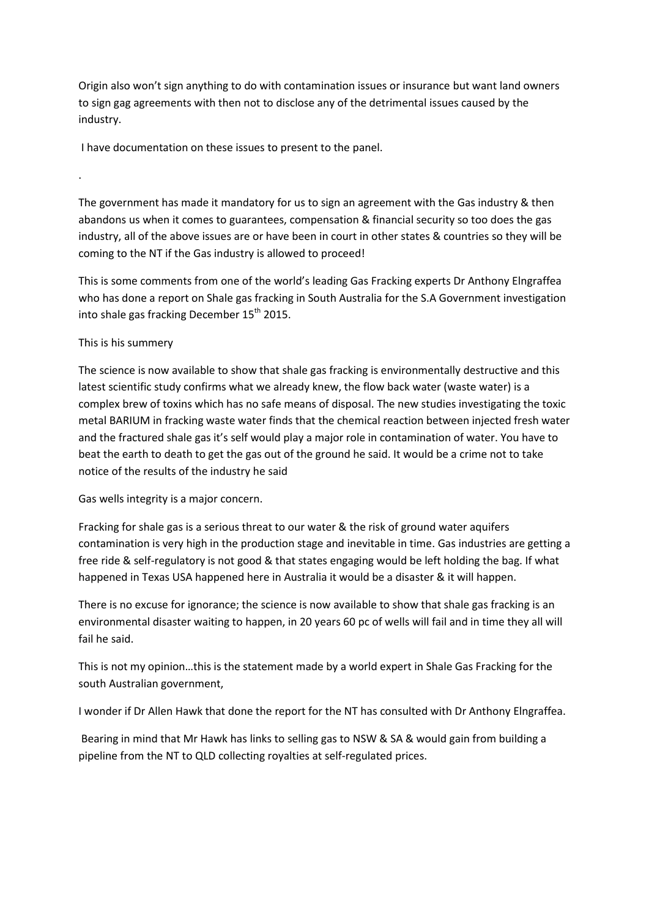Origin also won't sign anything to do with contamination issues or insurance but want land owners to sign gag agreements with then not to disclose any of the detrimental issues caused by the industry.

I have documentation on these issues to present to the panel.

.

The government has made it mandatory for us to sign an agreement with the Gas industry & then abandons us when it comes to guarantees, compensation & financial security so too does the gas industry, all of the above issues are or have been in court in other states & countries so they will be coming to the NT if the Gas industry is allowed to proceed!

This is some comments from one of the world's leading Gas Fracking experts Dr Anthony Elngraffea who has done a report on Shale gas fracking in South Australia for the S.A Government investigation into shale gas fracking December 15th 2015.

This is his summery

The science is now available to show that shale gas fracking is environmentally destructive and this latest scientific study confirms what we already knew, the flow back water (waste water) is a complex brew of toxins which has no safe means of disposal. The new studies investigating the toxic metal BARIUM in fracking waste water finds that the chemical reaction between injected fresh water and the fractured shale gas it's self would play a major role in contamination of water. You have to beat the earth to death to get the gas out of the ground he said. It would be a crime not to take notice of the results of the industry he said

Gas wells integrity is a major concern.

Fracking for shale gas is a serious threat to our water & the risk of ground water aquifers contamination is very high in the production stage and inevitable in time. Gas industries are getting a free ride & self-regulatory is not good & that states engaging would be left holding the bag. If what happened in Texas USA happened here in Australia it would be a disaster & it will happen.

There is no excuse for ignorance; the science is now available to show that shale gas fracking is an environmental disaster waiting to happen, in 20 years 60 pc of wells will fail and in time they all will fail he said.

This is not my opinion…this is the statement made by a world expert in Shale Gas Fracking for the south Australian government,

I wonder if Dr Allen Hawk that done the report for the NT has consulted with Dr Anthony Elngraffea.

Bearing in mind that Mr Hawk has links to selling gas to NSW & SA & would gain from building a pipeline from the NT to QLD collecting royalties at self-regulated prices.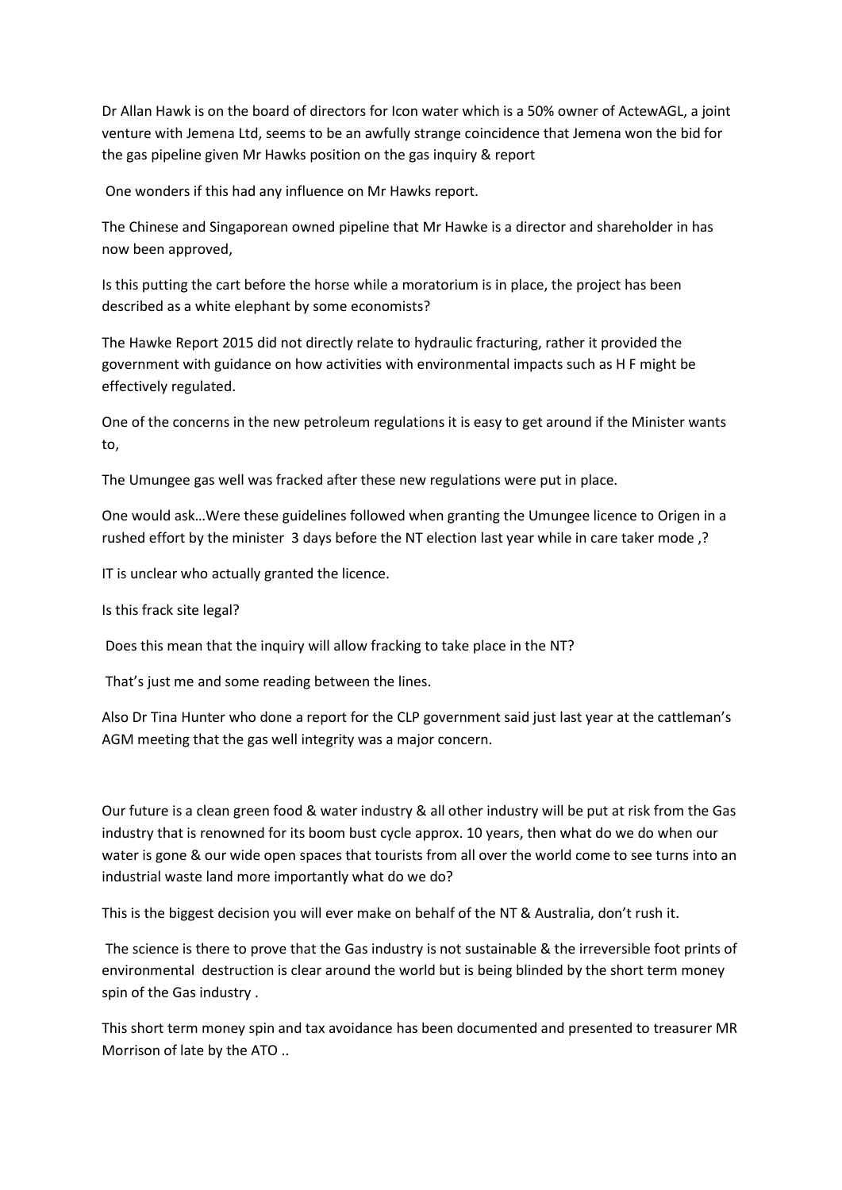Dr Allan Hawk is on the board of directors for Icon water which is a 50% owner of ActewAGL, a joint venture with Jemena Ltd, seems to be an awfully strange coincidence that Jemena won the bid for the gas pipeline given Mr Hawks position on the gas inquiry & report

One wonders if this had any influence on Mr Hawks report.

The Chinese and Singaporean owned pipeline that Mr Hawke is a director and shareholder in has now been approved,

Is this putting the cart before the horse while a moratorium is in place, the project has been described as a white elephant by some economists?

The Hawke Report 2015 did not directly relate to hydraulic fracturing, rather it provided the government with guidance on how activities with environmental impacts such as H F might be effectively regulated.

One of the concerns in the new petroleum regulations it is easy to get around if the Minister wants to,

The Umungee gas well was fracked after these new regulations were put in place.

One would ask…Were these guidelines followed when granting the Umungee licence to Origen in a rushed effort by the minister 3 days before the NT election last year while in care taker mode ,?

IT is unclear who actually granted the licence.

Is this frack site legal?

Does this mean that the inquiry will allow fracking to take place in the NT?

That's just me and some reading between the lines.

Also Dr Tina Hunter who done a report for the CLP government said just last year at the cattleman's AGM meeting that the gas well integrity was a major concern.

Our future is a clean green food & water industry & all other industry will be put at risk from the Gas industry that is renowned for its boom bust cycle approx. 10 years, then what do we do when our water is gone & our wide open spaces that tourists from all over the world come to see turns into an industrial waste land more importantly what do we do?

This is the biggest decision you will ever make on behalf of the NT & Australia, don't rush it.

The science is there to prove that the Gas industry is not sustainable & the irreversible foot prints of environmental destruction is clear around the world but is being blinded by the short term money spin of the Gas industry .

This short term money spin and tax avoidance has been documented and presented to treasurer MR Morrison of late by the ATO ..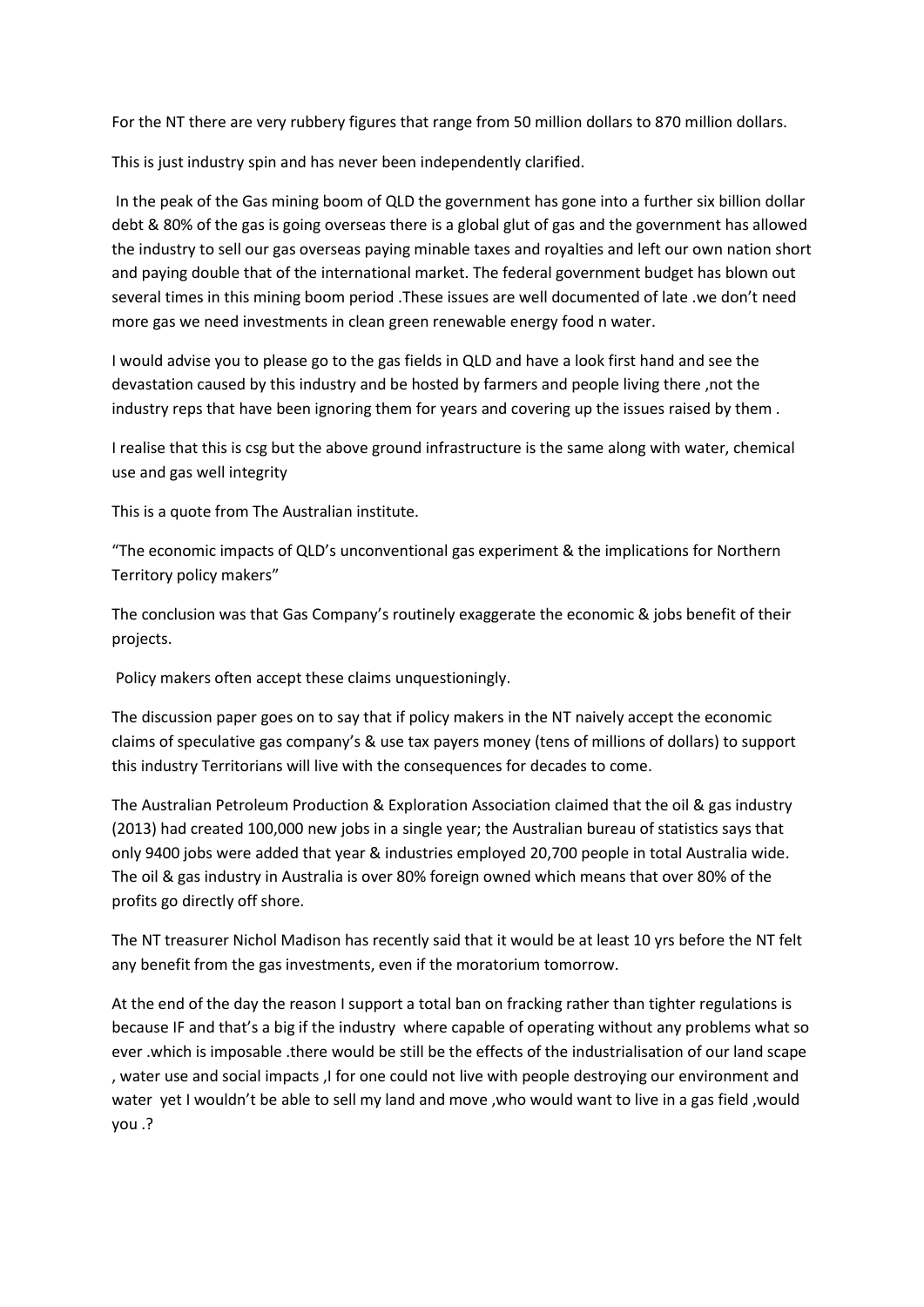For the NT there are very rubbery figures that range from 50 million dollars to 870 million dollars.

This is just industry spin and has never been independently clarified.

In the peak of the Gas mining boom of QLD the government has gone into a further six billion dollar debt & 80% of the gas is going overseas there is a global glut of gas and the government has allowed the industry to sell our gas overseas paying minable taxes and royalties and left our own nation short and paying double that of the international market. The federal government budget has blown out several times in this mining boom period .These issues are well documented of late .we don't need more gas we need investments in clean green renewable energy food n water.

I would advise you to please go to the gas fields in QLD and have a look first hand and see the devastation caused by this industry and be hosted by farmers and people living there ,not the industry reps that have been ignoring them for years and covering up the issues raised by them .

I realise that this is csg but the above ground infrastructure is the same along with water, chemical use and gas well integrity

This is a quote from The Australian institute.

"The economic impacts of QLD's unconventional gas experiment & the implications for Northern Territory policy makers"

The conclusion was that Gas Company's routinely exaggerate the economic & jobs benefit of their projects.

Policy makers often accept these claims unquestioningly.

The discussion paper goes on to say that if policy makers in the NT naively accept the economic claims of speculative gas company's & use tax payers money (tens of millions of dollars) to support this industry Territorians will live with the consequences for decades to come.

The Australian Petroleum Production & Exploration Association claimed that the oil & gas industry (2013) had created 100,000 new jobs in a single year; the Australian bureau of statistics says that only 9400 jobs were added that year & industries employed 20,700 people in total Australia wide. The oil & gas industry in Australia is over 80% foreign owned which means that over 80% of the profits go directly off shore.

The NT treasurer Nichol Madison has recently said that it would be at least 10 yrs before the NT felt any benefit from the gas investments, even if the moratorium tomorrow.

At the end of the day the reason I support a total ban on fracking rather than tighter regulations is because IF and that's a big if the industry where capable of operating without any problems what so ever .which is imposable .there would be still be the effects of the industrialisation of our land scape , water use and social impacts ,I for one could not live with people destroying our environment and water yet I wouldn't be able to sell my land and move ,who would want to live in a gas field ,would you .?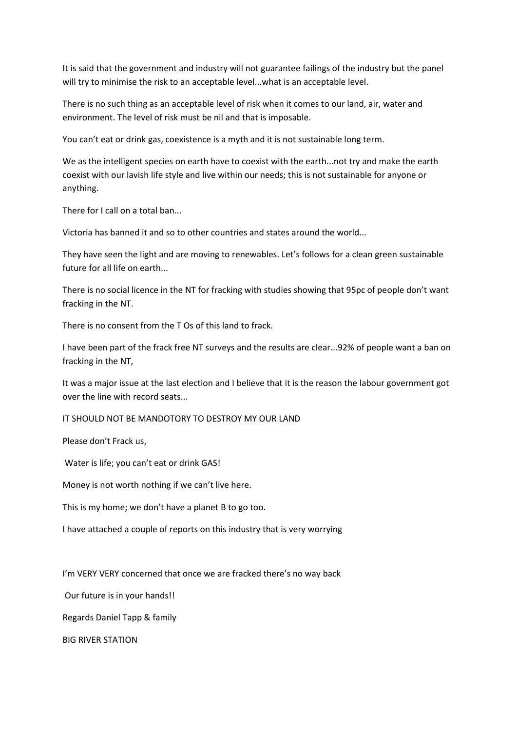It is said that the government and industry will not guarantee failings of the industry but the panel will try to minimise the risk to an acceptable level...what is an acceptable level.

There is no such thing as an acceptable level of risk when it comes to our land, air, water and environment. The level of risk must be nil and that is imposable.

You can't eat or drink gas, coexistence is a myth and it is not sustainable long term.

We as the intelligent species on earth have to coexist with the earth...not try and make the earth coexist with our lavish life style and live within our needs; this is not sustainable for anyone or anything.

There for I call on a total ban...

Victoria has banned it and so to other countries and states around the world...

They have seen the light and are moving to renewables. Let's follows for a clean green sustainable future for all life on earth...

There is no social licence in the NT for fracking with studies showing that 95pc of people don't want fracking in the NT.

There is no consent from the T Os of this land to frack.

I have been part of the frack free NT surveys and the results are clear...92% of people want a ban on fracking in the NT,

It was a major issue at the last election and I believe that it is the reason the labour government got over the line with record seats...

IT SHOULD NOT BE MANDOTORY TO DESTROY MY OUR LAND

Please don't Frack us,

Water is life; you can't eat or drink GAS!

Money is not worth nothing if we can't live here.

This is my home; we don't have a planet B to go too.

I have attached a couple of reports on this industry that is very worrying

I'm VERY VERY concerned that once we are fracked there's no way back

Our future is in your hands!!

Regards Daniel Tapp & family

BIG RIVER STATION